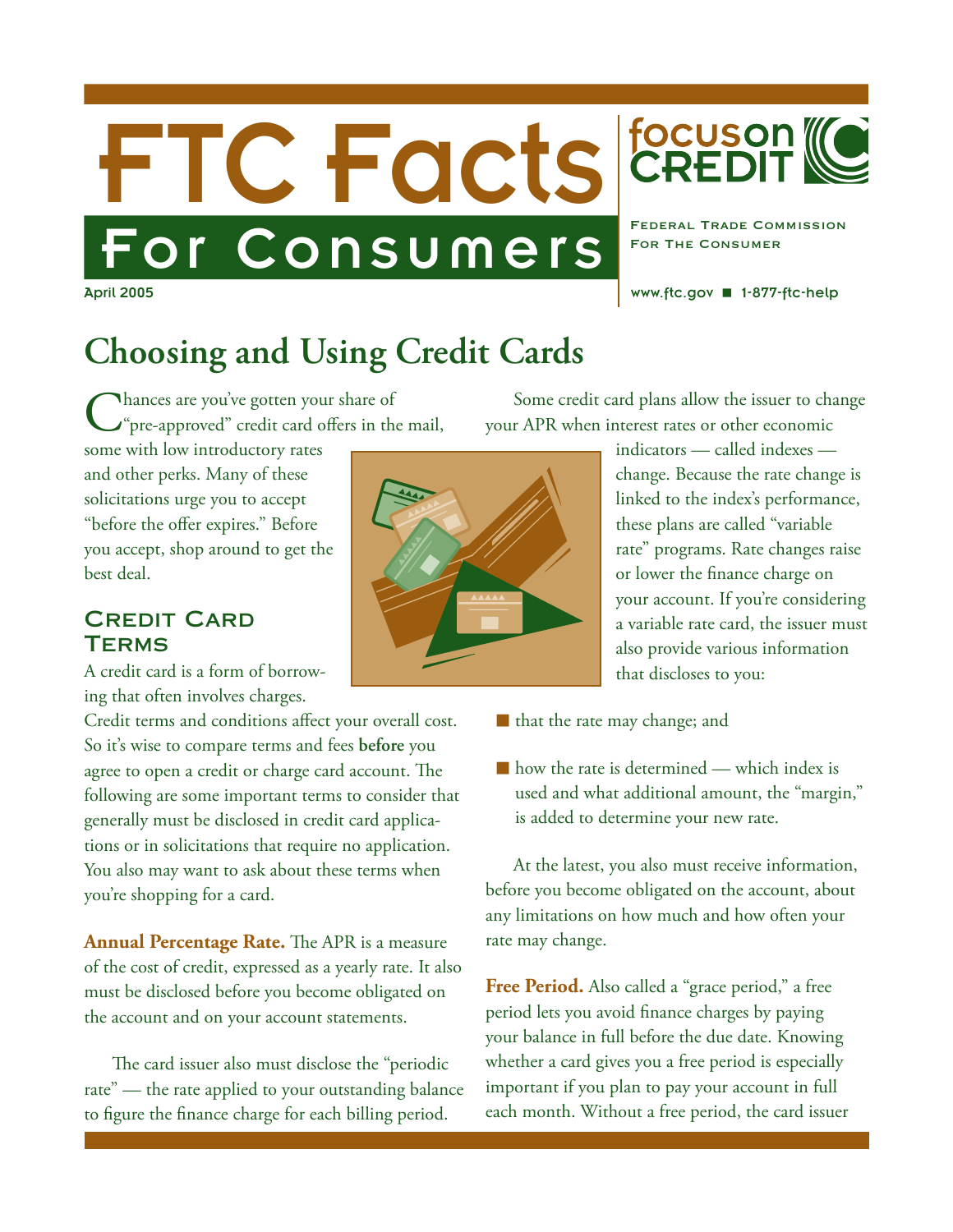# FTC Facts For Consumers

April 2005

**focus on CREDIT**

FEDERAL TRADE COMMISSION FOR THE CONSUMER

www.ftc.gov ■ 1-877-ftc-help

## Choosing and Using Credit Cards

Chances are you've gotten your share of "pre-approved" credit card offers in the mail, some with low introductory rates and other perks. Many of these solicitations urge you to accept "before the offer expires." Before you accept, shop around to get the best deal.

### Credit Card Terms

A credit card is a form of borrowing that often involves charges. Credit terms and conditions affect your overall cost. So it's wise to compare terms and fees **before** you agree to open a credit or charge card account. The following are some important terms to consider that generally must be disclosed in credit card applications or in solicitations that require no application. You also may want to ask about these terms when you're shopping for a card.

**Annual Percentage Rate.** The APR is a measure of the cost of credit, expressed as a yearly rate. It also must be disclosed before you become obligated on the account and on your account statements.

The card issuer also must disclose the "periodic rate" — the rate applied to your outstanding balance to figure the finance charge for each billing period.

Some credit card plans allow the issuer to change your APR when interest rates or other economic indicators — called indexes — change. Because the rate change is linked to the index's performance, these plans are called "variable rate" programs. Rate changes raise or lower the finance charge on your account. If you're considering a variable rate card, the issuer must also provide various information that discloses to you:

- that the rate may change; and
- how the rate is determined — which index is used and what additional amount, the "margin," is added to determine your new rate.

At the latest, you also must receive information, before you become obligated on the account, about any limitations on how much and how often your rate may change.

**Free Period.** Also called a "grace period," a free period lets you avoid finance charges by paying your balance in full before the due date. Knowing whether a card gives you a free period is especially important if you plan to pay your account in full each month. Without a free period, the card issuer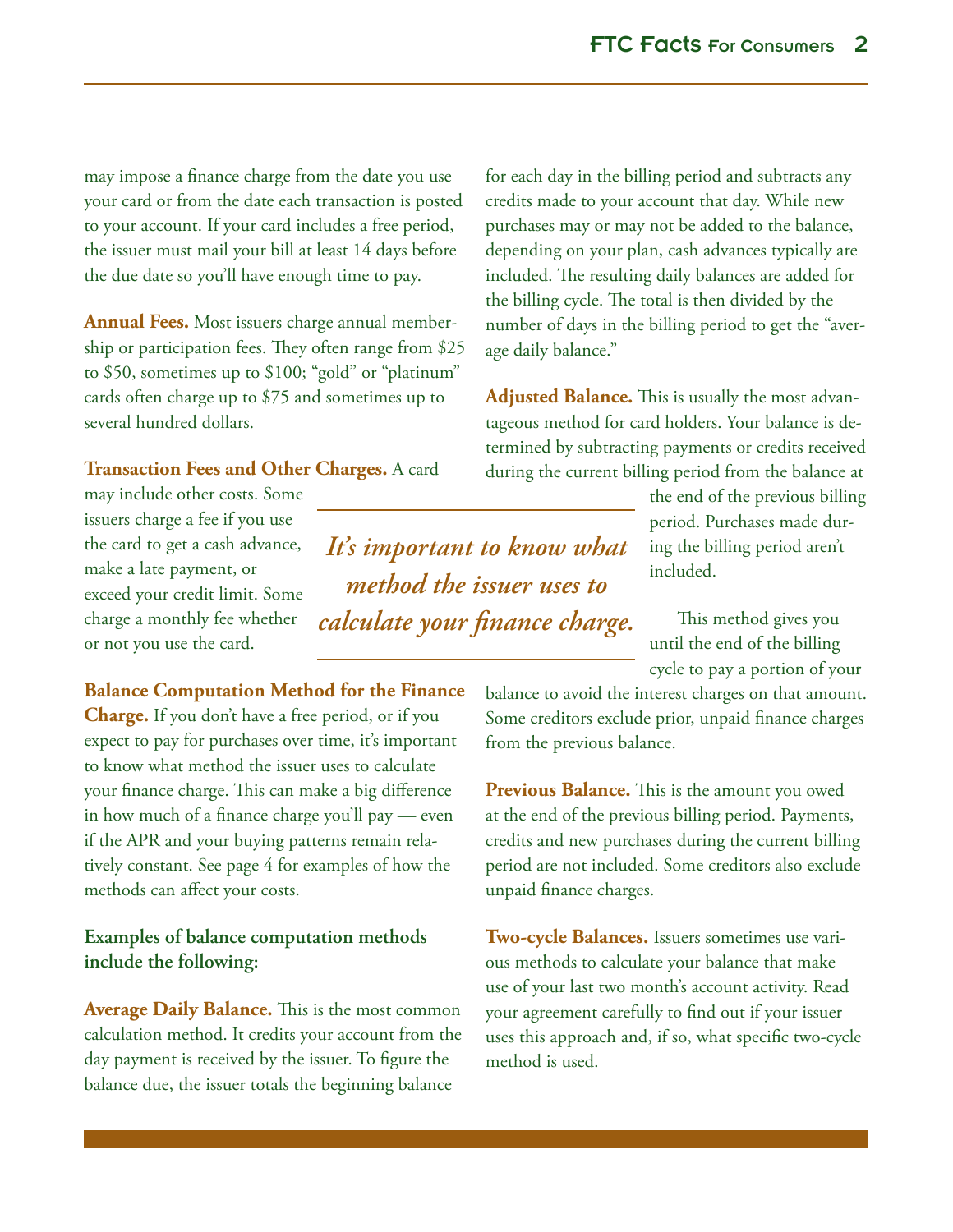may impose a finance charge from the date you use your card or from the date each transaction is posted to your account. If your card includes a free period, the issuer must mail your bill at least 14 days before the due date so you'll have enough time to pay.

**Annual Fees.** Most issuers charge annual membership or participation fees. They often range from $25 to $50, sometimes up to $100; "gold" or "platinum" cards often charge up to $75 and sometimes up to several hundred dollars.

**Transaction Fees and Other Charges.** A card may include other costs. Some issuers charge a fee if you use the card to get a cash advance, make a late payment, or exceed your credit limit. Some charge a monthly fee whether or not you use the card.

*It's important to know what method the issuer uses to calculate your finance charge.*

**Balance Computation Method for the Finance Charge.** If you don't have a free period, or if you expect to pay for purchases over time, it's important to know what method the issuer uses to calculate your finance charge. This can make a big difference in how much of a finance charge you'll pay — even if the APR and your buying patterns remain relatively constant. See page 4 for examples of how the methods can affect your costs.

**Examples of balance computation methods include the following:**

**Average Daily Balance.** This is the most common calculation method. It credits your account from the day payment is received by the issuer. To figure the balance due, the issuer totals the beginning balance for each day in the billing period and subtracts any credits made to your account that day. While new purchases may or may not be added to the balance, depending on your plan, cash advances typically are included. The resulting daily balances are added for the billing cycle. The total is then divided by the number of days in the billing period to get the "average daily balance."

**Adjusted Balance.** This is usually the most advantageous method for card holders. Your balance is determined by subtracting payments or credits received during the current billing period from the balance at the end of the previous billing period. Purchases made during the billing period aren't included.

This method gives you until the end of the billing cycle to pay a portion of your balance to avoid the interest charges on that amount. Some creditors exclude prior, unpaid finance charges from the previous balance.

**Previous Balance.** This is the amount you owed at the end of the previous billing period. Payments, credits and new purchases during the current billing period are not included. Some creditors also exclude unpaid finance charges.

**Two-cycle Balances.** Issuers sometimes use various methods to calculate your balance that make use of your last two month's account activity. Read your agreement carefully to find out if your issuer uses this approach and, if so, what specific two-cycle method is used.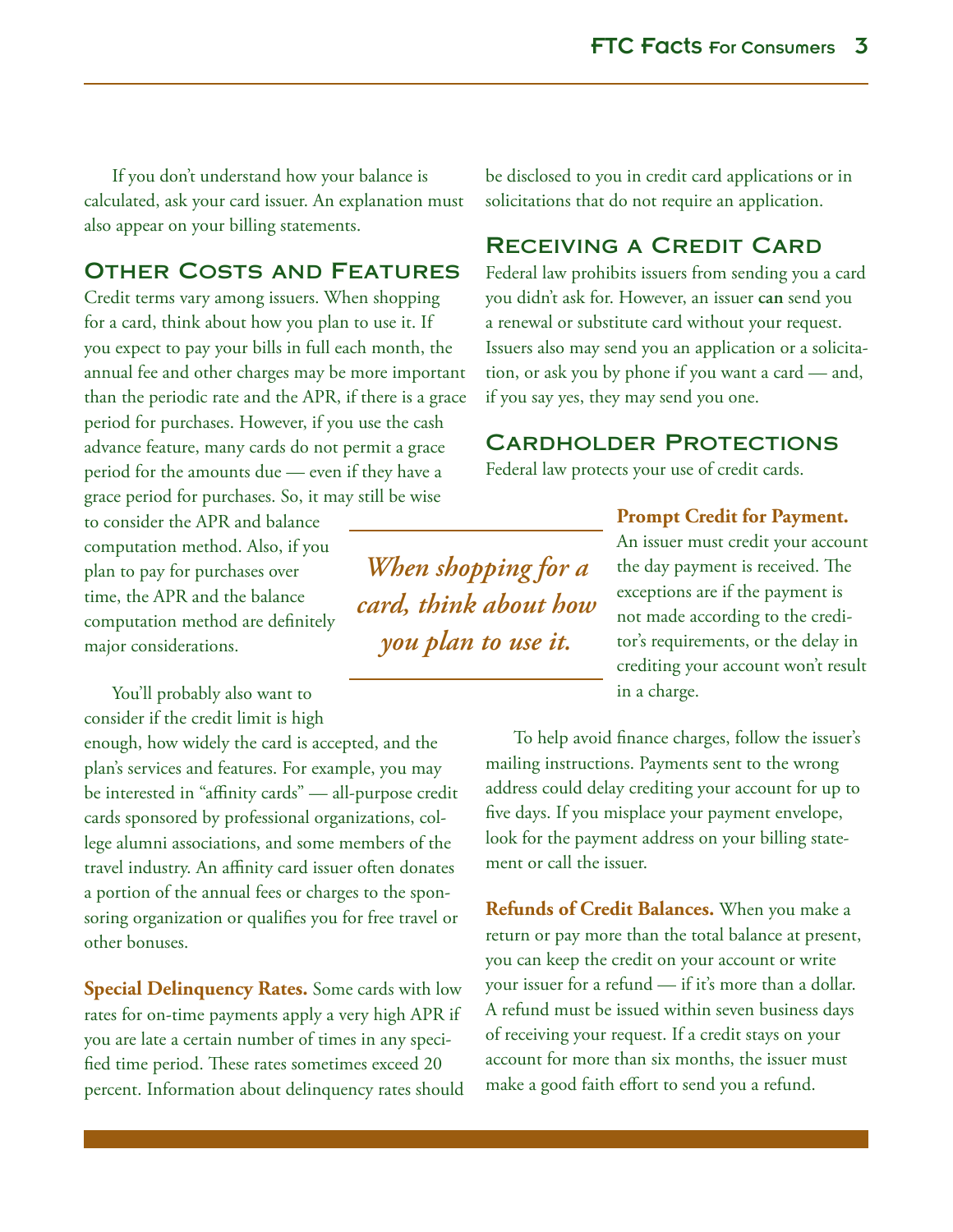If you don't understand how your balance is calculated, ask your card issuer. An explanation must also appear on your billing statements.

## Other Costs and Features

Credit terms vary among issuers. When shopping for a card, think about how you plan to use it. If you expect to pay your bills in full each month, the annual fee and other charges may be more important than the periodic rate and the APR, if there is a grace period for purchases. However, if you use the cash advance feature, many cards do not permit a grace period for the amounts due — even if they have a grace period for purchases. So, it may still be wise to consider the APR and balance computation method. Also, if you plan to pay for purchases over time, the APR and the balance computation method are definitely major considerations.

*When shopping for a card, think about how you plan to use it.*

You'll probably also want to consider if the credit limit is high enough, how widely the card is accepted, and the plan's services and features. For example, you may be interested in "affinity cards" — all-purpose credit cards sponsored by professional organizations, college alumni associations, and some members of the travel industry. An affinity card issuer often donates a portion of the annual fees or charges to the sponsoring organization or qualifies you for free travel or other bonuses.

**Special Delinquency Rates.** Some cards with low rates for on-time payments apply a very high APR if you are late a certain number of times in any specified time period. These rates sometimes exceed 20 percent. Information about delinquency rates should be disclosed to you in credit card applications or in solicitations that do not require an application.

## Receiving a Credit Card

Federal law prohibits issuers from sending you a card you didn't ask for. However, an issuer **can** send you a renewal or substitute card without your request. Issuers also may send you an application or a solicitation, or ask you by phone if you want a card — and, if you say yes, they may send you one.

## Cardholder Protections

Federal law protects your use of credit cards.

**Prompt Credit for Payment.** An issuer must credit your account the day payment is received. The exceptions are if the payment is not made according to the creditor's requirements, or the delay in crediting your account won't result in a charge.

To help avoid finance charges, follow the issuer's mailing instructions. Payments sent to the wrong address could delay crediting your account for up to five days. If you misplace your payment envelope, look for the payment address on your billing statement or call the issuer.

**Refunds of Credit Balances.** When you make a return or pay more than the total balance at present, you can keep the credit on your account or write your issuer for a refund — if it's more than a dollar. A refund must be issued within seven business days of receiving your request. If a credit stays on your account for more than six months, the issuer must make a good faith effort to send you a refund.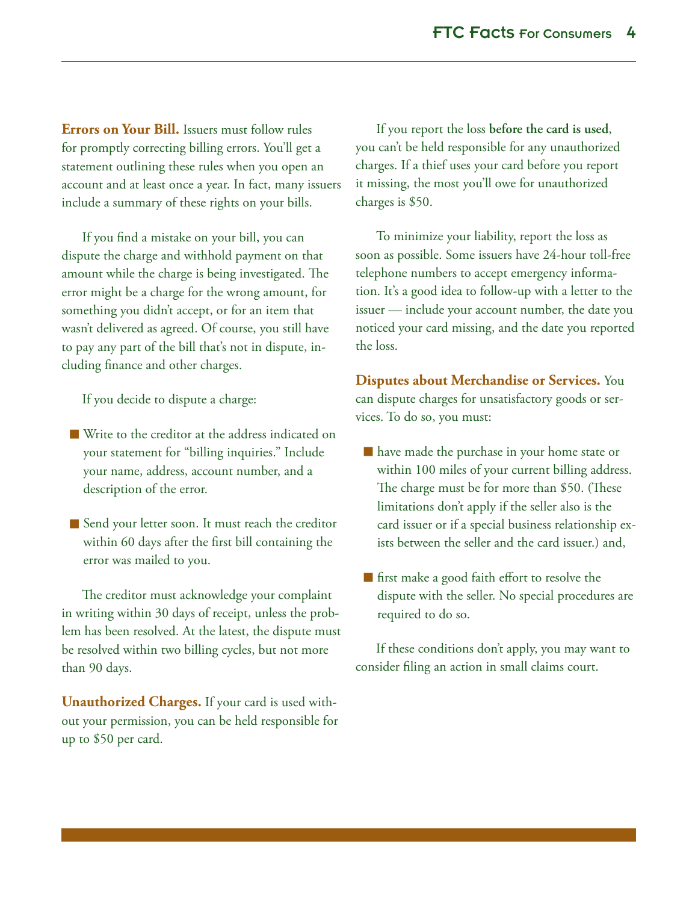**Errors on Your Bill.** Issuers must follow rules for promptly correcting billing errors. You'll get a statement outlining these rules when you open an account and at least once a year. In fact, many issuers include a summary of these rights on your bills.

If you find a mistake on your bill, you can dispute the charge and withhold payment on that amount while the charge is being investigated. The error might be a charge for the wrong amount, for something you didn't accept, or for an item that wasn't delivered as agreed. Of course, you still have to pay any part of the bill that's not in dispute, including finance and other charges.

If you decide to dispute a charge:

- Write to the creditor at the address indicated on your statement for "billing inquiries." Include your name, address, account number, and a description of the error.
- Send your letter soon. It must reach the creditor within 60 days after the first bill containing the error was mailed to you.

The creditor must acknowledge your complaint in writing within 30 days of receipt, unless the problem has been resolved. At the latest, the dispute must be resolved within two billing cycles, but not more than 90 days.

**Unauthorized Charges.** If your card is used without your permission, you can be held responsible for up to $50 per card.

If you report the loss **before the card is used**, you can't be held responsible for any unauthorized charges. If a thief uses your card before you report it missing, the most you'll owe for unauthorized charges is $50.

To minimize your liability, report the loss as soon as possible. Some issuers have 24-hour toll-free telephone numbers to accept emergency information. It's a good idea to follow-up with a letter to the issuer — include your account number, the date you noticed your card missing, and the date you reported the loss.

**Disputes about Merchandise or Services.** You can dispute charges for unsatisfactory goods or services. To do so, you must:

- have made the purchase in your home state or within 100 miles of your current billing address. The charge must be for more than $50. (These limitations don't apply if the seller also is the card issuer or if a special business relationship exists between the seller and the card issuer.) and,
- first make a good faith effort to resolve the dispute with the seller. No special procedures are required to do so.

If these conditions don't apply, you may want to consider filing an action in small claims court.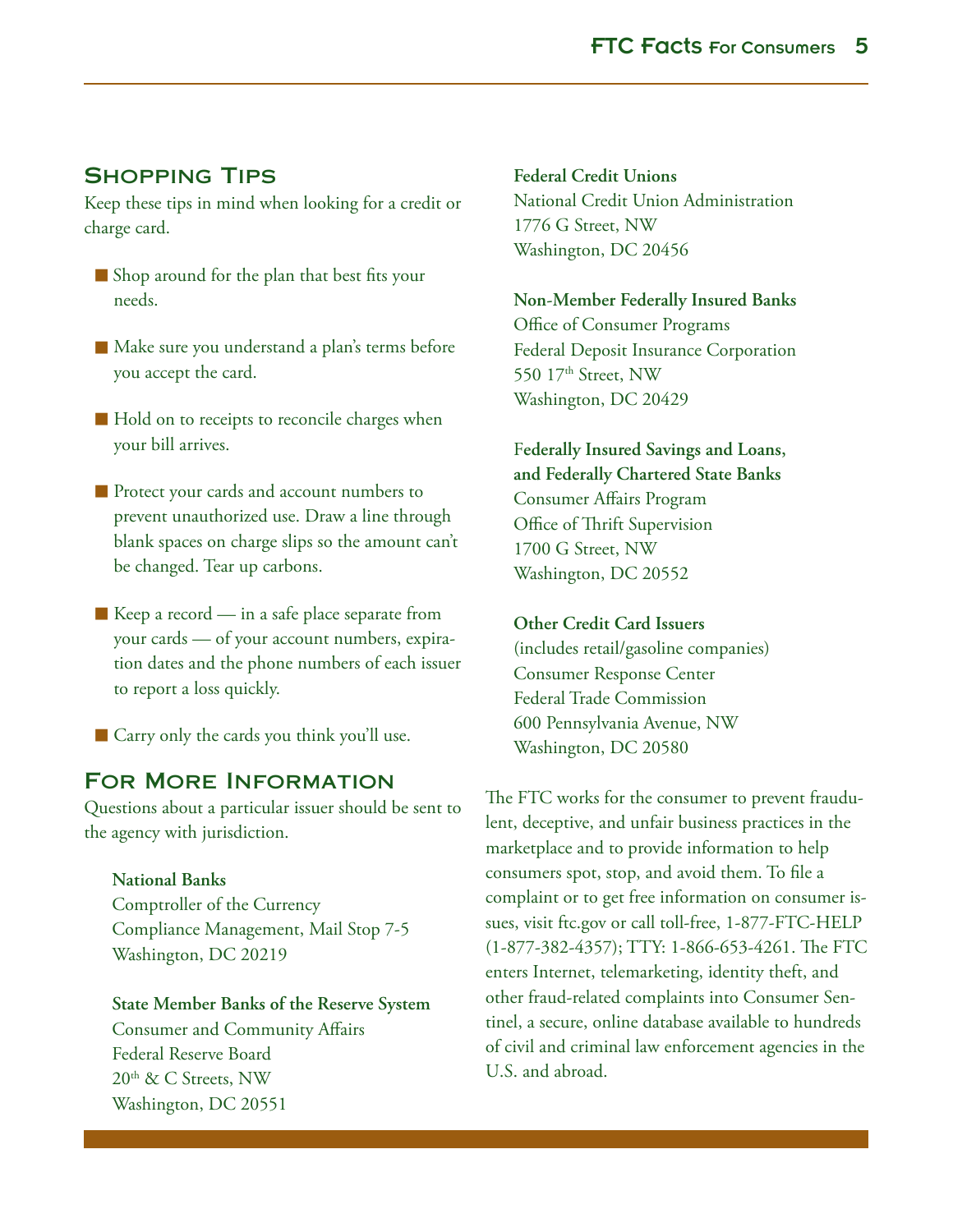## Shopping Tips

Keep these tips in mind when looking for a credit or charge card.

- Shop around for the plan that best fits your needs.
- Make sure you understand a plan's terms before you accept the card.
- Hold on to receipts to reconcile charges when your bill arrives.
- Protect your cards and account numbers to prevent unauthorized use. Draw a line through blank spaces on charge slips so the amount can't be changed. Tear up carbons.
- Keep a record — in a safe place separate from your cards — of your account numbers, expiration dates and the phone numbers of each issuer to report a loss quickly.
- Carry only the cards you think you'll use.

## For More Information

Questions about a particular issuer should be sent to the agency with jurisdiction.

**National Banks**
Comptroller of the Currency
Compliance Management, Mail Stop 7-5
Washington, DC 20219

**State Member Banks of the Reserve System**
Consumer and Community Affairs
Federal Reserve Board
20th & C Streets, NW
Washington, DC 20551

**Federal Credit Unions**
National Credit Union Administration
1776 G Street, NW
Washington, DC 20456

**Non-Member Federally Insured Banks**
Office of Consumer Programs
Federal Deposit Insurance Corporation
550 17th Street, NW
Washington, DC 20429

**Federally Insured Savings and Loans, and Federally Chartered State Banks**
Consumer Affairs Program
Office of Thrift Supervision
1700 G Street, NW
Washington, DC 20552

**Other Credit Card Issuers**
(includes retail/gasoline companies)
Consumer Response Center
Federal Trade Commission
600 Pennsylvania Avenue, NW
Washington, DC 20580

The FTC works for the consumer to prevent fraudulent, deceptive, and unfair business practices in the marketplace and to provide information to help consumers spot, stop, and avoid them. To file a complaint or to get free information on consumer issues, visit ftc.gov or call toll-free, 1-877-FTC-HELP (1-877-382-4357); TTY: 1-866-653-4261. The FTC enters Internet, telemarketing, identity theft, and other fraud-related complaints into Consumer Sentinel, a secure, online database available to hundreds of civil and criminal law enforcement agencies in the U.S. and abroad.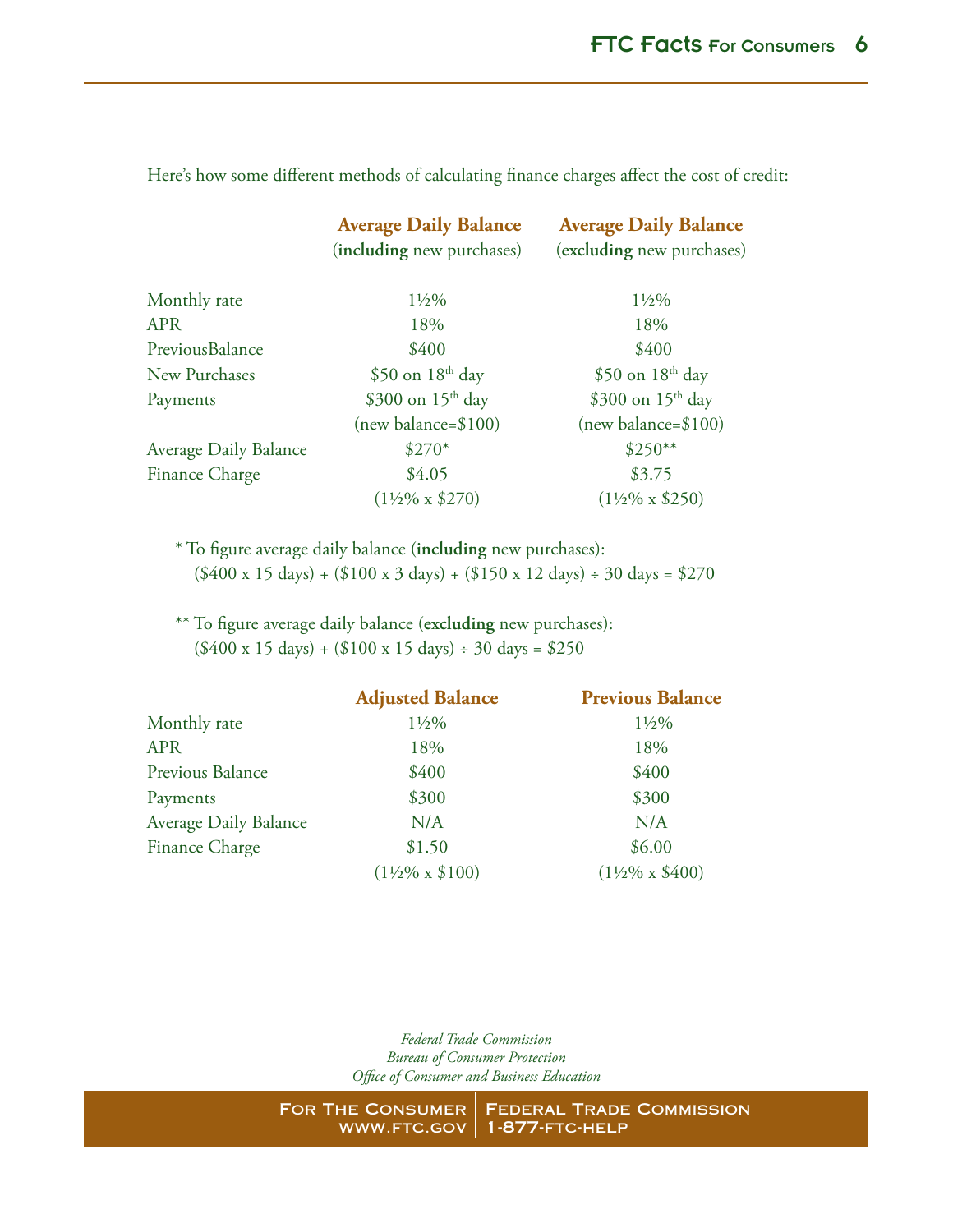Here's how some different methods of calculating finance charges affect the cost of credit:

| | **Average Daily Balance** (**including** new purchases) | **Average Daily Balance** (**excluding** new purchases) |
|---|---|---|
| Monthly rate | 1½% | 1½% |
| APR | 18% | 18% |
| PreviousBalance | $400 | $400 |
| New Purchases | $50 on 18th day | $50 on 18th day |
| Payments | $300 on 15th day (new balance=$100) | $300 on 15th day (new balance=$100) |
| Average Daily Balance | $270* | $250** |
| Finance Charge | $4.05 (1½% x $270) | $3.75 (1½% x $250) |

\* To figure average daily balance (**including** new purchases):
($400 x 15 days) + ($100 x 3 days) + ($150 x 12 days) ÷ 30 days = $270

\** To figure average daily balance (**excluding** new purchases):
($400 x 15 days) + ($100 x 15 days) ÷ 30 days = $250

| | **Adjusted Balance** | **Previous Balance** |
|---|---|---|
| Monthly rate | 1½% | 1½% |
| APR | 18% | 18% |
| Previous Balance | $400 | $400 |
| Payments | $300 | $300 |
| Average Daily Balance | N/A | N/A |
| Finance Charge | $1.50 (1½% x $100) | $6.00 (1½% x $400) |

*Federal Trade Commission*
*Bureau of Consumer Protection*
*Office of Consumer and Business Education*

For The Consumer | Federal Trade Commission
www.ftc.gov | 1-877-ftc-help